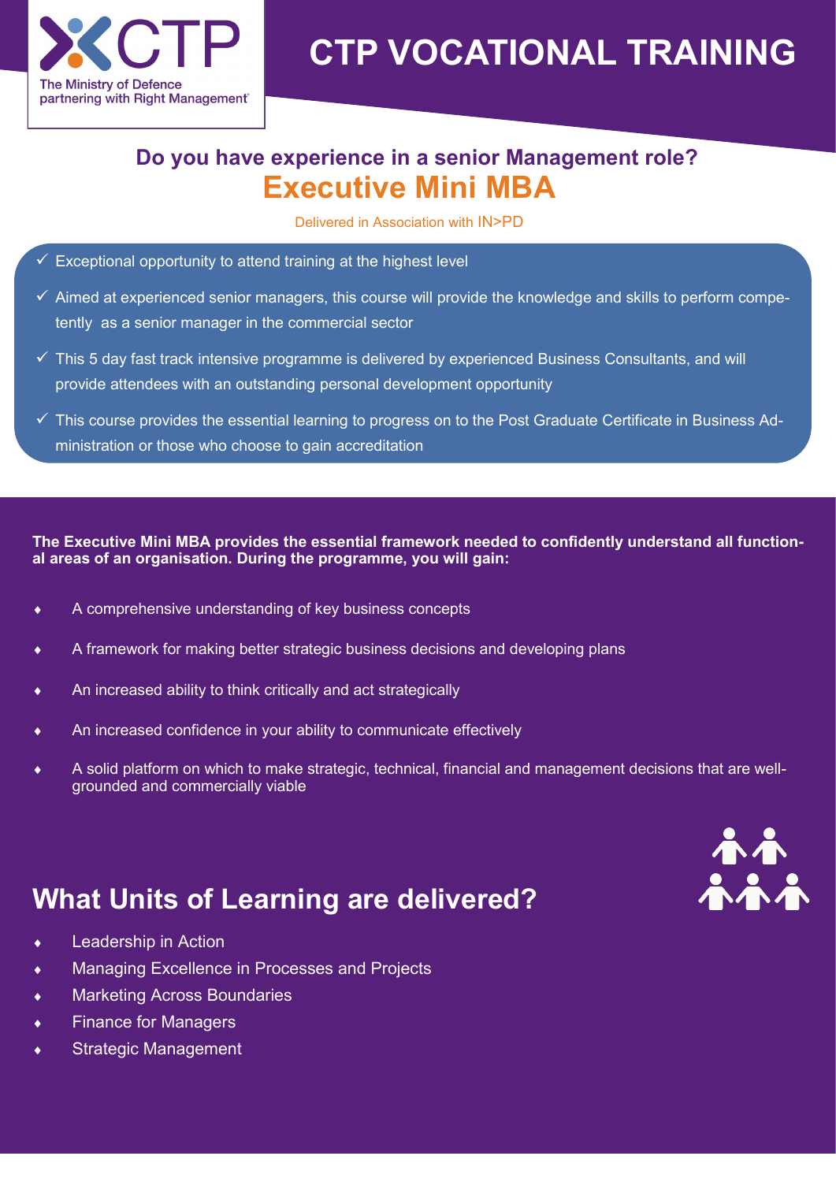CTP

The Ministry of Defence partnering with Right Management

# CTP VOCATIONAL TRAINING

## Do you have experience in a senior Management role?

# Executive Mini MBA

Delivered in Association with IN>PD

- ✓ Exceptional opportunity to attend training at the highest level
- ✓ Aimed at experienced senior managers, this course will provide the knowledge and skills to perform competently as a senior manager in the commercial sector
- ✓ This 5 day fast track intensive programme is delivered by experienced Business Consultants, and will provide attendees with an outstanding personal development opportunity
- ✓ This course provides the essential learning to progress on to the Post Graduate Certificate in Business Administration or those who choose to gain accreditation

**The Executive Mini MBA provides the essential framework needed to confidently understand all functional areas of an organisation. During the programme, you will gain:**

- A comprehensive understanding of key business concepts
- A framework for making better strategic business decisions and developing plans
- An increased ability to think critically and act strategically
- An increased confidence in your ability to communicate effectively
- A solid platform on which to make strategic, technical, financial and management decisions that are well-grounded and commercially viable

## What Units of Learning are delivered?

- Leadership in Action
- Managing Excellence in Processes and Projects
- Marketing Across Boundaries
- Finance for Managers
- Strategic Management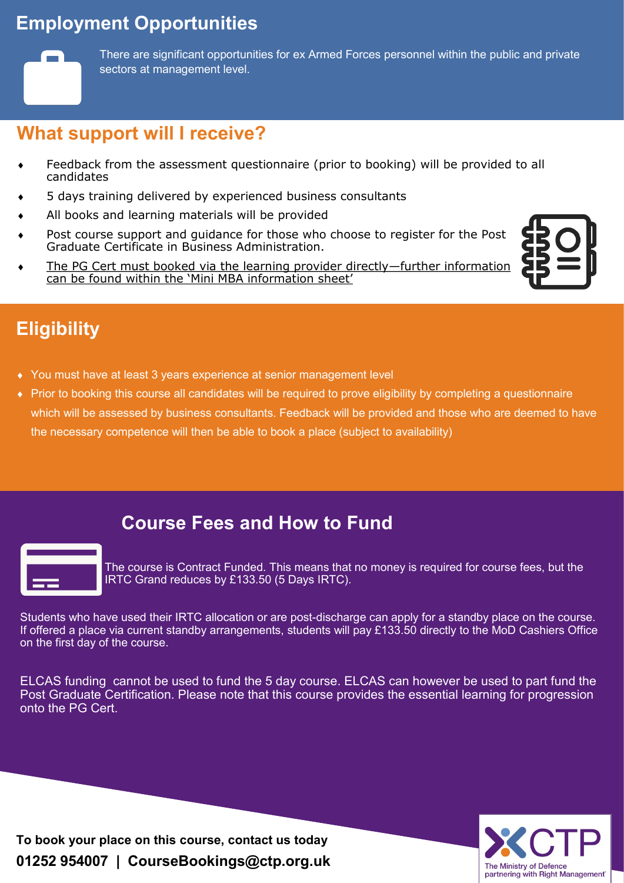## Employment Opportunities

There are significant opportunities for ex Armed Forces personnel within the public and private sectors at management level.

## What support will I receive?

- Feedback from the assessment questionnaire (prior to booking) will be provided to all candidates
- 5 days training delivered by experienced business consultants
- All books and learning materials will be provided
- Post course support and guidance for those who choose to register for the Post Graduate Certificate in Business Administration.
- The PG Cert must booked via the learning provider directly—further information can be found within the 'Mini MBA information sheet'

## Eligibility

- You must have at least 3 years experience at senior management level
- Prior to booking this course all candidates will be required to prove eligibility by completing a questionnaire which will be assessed by business consultants. Feedback will be provided and those who are deemed to have the necessary competence will then be able to book a place (subject to availability)

## Course Fees and How to Fund

The course is Contract Funded. This means that no money is required for course fees, but the IRTC Grand reduces by £133.50 (5 Days IRTC).

Students who have used their IRTC allocation or are post-discharge can apply for a standby place on the course. If offered a place via current standby arrangements, students will pay £133.50 directly to the MoD Cashiers Office on the first day of the course.

ELCAS funding cannot be used to fund the 5 day course. ELCAS can however be used to part fund the Post Graduate Certification. Please note that this course provides the essential learning for progression onto the PG Cert.

**To book your place on this course, contact us today**

**01252 954007 | CourseBookings@ctp.org.uk**

CTP
The Ministry of Defence partnering with Right Management